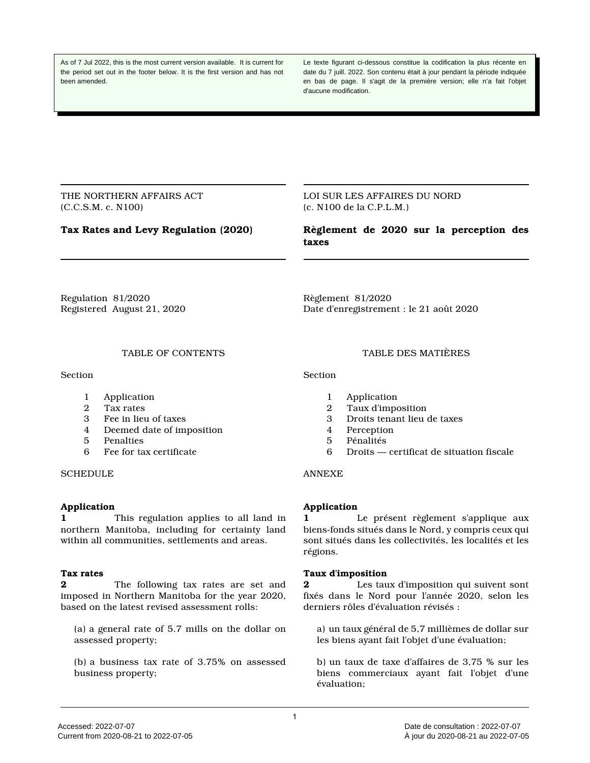As of 7 Jul 2022, this is the most current version available. It is current for the period set out in the footer below. It is the first version and has not been amended.

Le texte figurant ci-dessous constitue la codification la plus récente en date du 7 juill. 2022. Son contenu était à jour pendant la période indiquée en bas de page. Il s'agit de la première version; elle n'a fait l'objet d'aucune modification.

THE NORTHERN AFFAIRS ACT
(C.C.S.M. c. N100)

# Tax Rates and Levy Regulation (2020)

Regulation 81/2020
Registered August 21, 2020

TABLE OF CONTENTS

Section

1 Application
2 Tax rates
3 Fee in lieu of taxes
4 Deemed date of imposition
5 Penalties
6 Fee for tax certificate

SCHEDULE

**Application**
**1** This regulation applies to all land in northern Manitoba, including for certainty land within all communities, settlements and areas.

**Tax rates**
**2** The following tax rates are set and imposed in Northern Manitoba for the year 2020, based on the latest revised assessment rolls:

(a) a general rate of 5.7 mills on the dollar on assessed property;

(b) a business tax rate of 3.75% on assessed business property;

LOI SUR LES AFFAIRES DU NORD
(c. N100 de la C.P.L.M.)

# Règlement de 2020 sur la perception des taxes

Règlement 81/2020
Date d'enregistrement : le 21 août 2020

TABLE DES MATIÈRES

Section

1 Application
2 Taux d'imposition
3 Droits tenant lieu de taxes
4 Perception
5 Pénalités
6 Droits — certificat de situation fiscale

ANNEXE

**Application**
**1** Le présent règlement s'applique aux biens-fonds situés dans le Nord, y compris ceux qui sont situés dans les collectivités, les localités et les régions.

**Taux d'imposition**
**2** Les taux d'imposition qui suivent sont fixés dans le Nord pour l'année 2020, selon les derniers rôles d'évaluation révisés :

a) un taux général de 5,7 millièmes de dollar sur les biens ayant fait l'objet d'une évaluation;

b) un taux de taxe d'affaires de 3,75 % sur les biens commerciaux ayant fait l'objet d'une évaluation;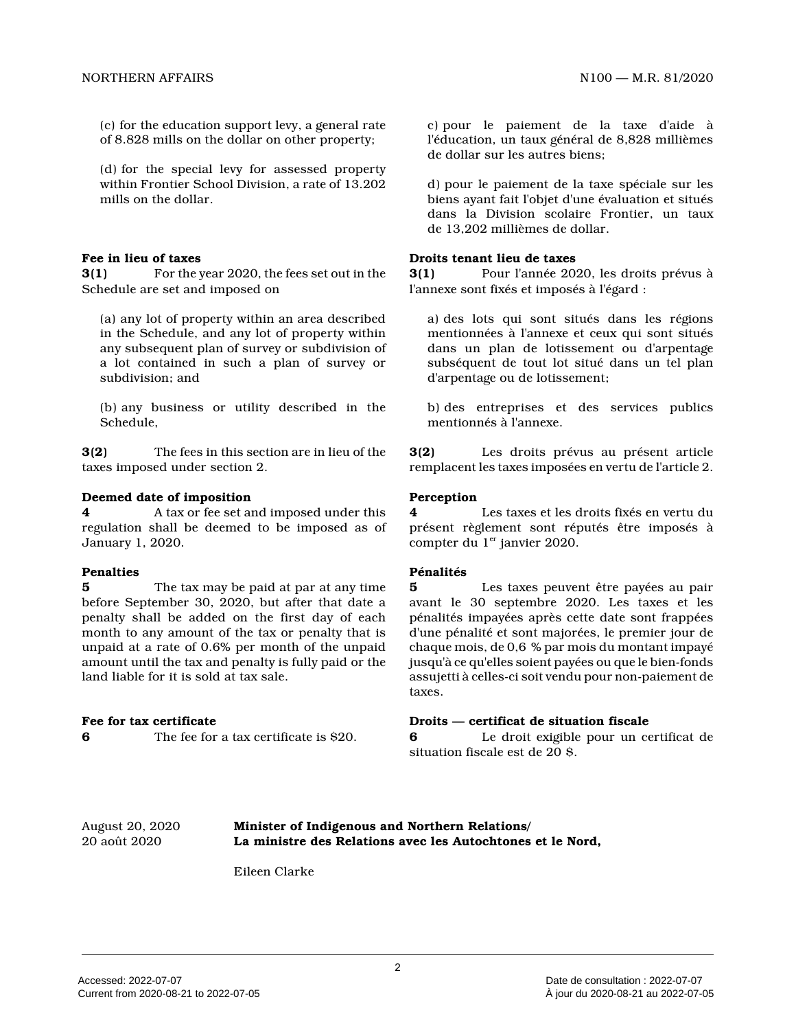(c) for the education support levy, a general rate of 8.828 mills on the dollar on other property;

(d) for the special levy for assessed property within Frontier School Division, a rate of 13.202 mills on the dollar.

c) pour le paiement de la taxe d'aide à l'éducation, un taux général de 8,828 millièmes de dollar sur les autres biens;

d) pour le paiement de la taxe spéciale sur les biens ayant fait l'objet d'une évaluation et situés dans la Division scolaire Frontier, un taux de 13,202 millièmes de dollar.

**Fee in lieu of taxes**

**3(1)** For the year 2020, the fees set out in the Schedule are set and imposed on

(a) any lot of property within an area described in the Schedule, and any lot of property within any subsequent plan of survey or subdivision of a lot contained in such a plan of survey or subdivision; and

(b) any business or utility described in the Schedule,

**Droits tenant lieu de taxes**

**3(1)** Pour l'année 2020, les droits prévus à l'annexe sont fixés et imposés à l'égard :

a) des lots qui sont situés dans les régions mentionnées à l'annexe et ceux qui sont situés dans un plan de lotissement ou d'arpentage subséquent de tout lot situé dans un tel plan d'arpentage ou de lotissement;

b) des entreprises et des services publics mentionnés à l'annexe.

**3(2)** The fees in this section are in lieu of the taxes imposed under section 2.

**3(2)** Les droits prévus au présent article remplacent les taxes imposées en vertu de l'article 2.

**Deemed date of imposition**

**4** A tax or fee set and imposed under this regulation shall be deemed to be imposed as of January 1, 2020.

**Perception**

**4** Les taxes et les droits fixés en vertu du présent règlement sont réputés être imposés à compter du 1er janvier 2020.

**Penalties**

**5** The tax may be paid at par at any time before September 30, 2020, but after that date a penalty shall be added on the first day of each month to any amount of the tax or penalty that is unpaid at a rate of 0.6% per month of the unpaid amount until the tax and penalty is fully paid or the land liable for it is sold at tax sale.

**Pénalités**

**5** Les taxes peuvent être payées au pair avant le 30 septembre 2020. Les taxes et les pénalités impayées après cette date sont frappées d'une pénalité et sont majorées, le premier jour de chaque mois, de 0,6 % par mois du montant impayé jusqu'à ce qu'elles soient payées ou que le bien-fonds assujetti à celles-ci soit vendu pour non-paiement de taxes.

**Fee for tax certificate**

**6** The fee for a tax certificate is $20.

**Droits — certificat de situation fiscale**

**6** Le droit exigible pour un certificat de situation fiscale est de 20 $.

August 20, 2020
20 août 2020

**Minister of Indigenous and Northern Relations/**
**La ministre des Relations avec les Autochtones et le Nord,**

Eileen Clarke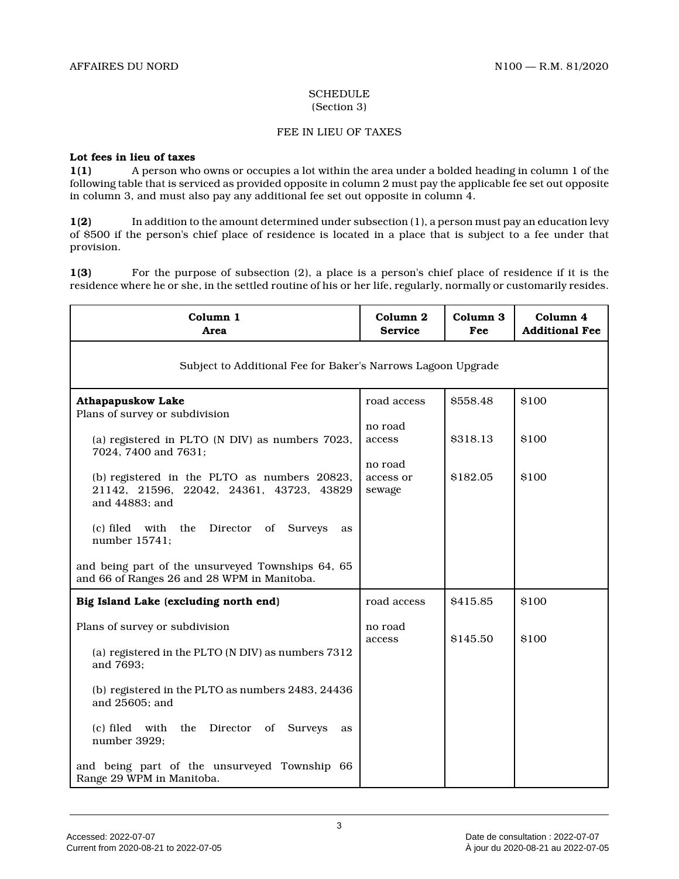SCHEDULE
(Section 3)

FEE IN LIEU OF TAXES

**Lot fees in lieu of taxes**

**1(1)** A person who owns or occupies a lot within the area under a bolded heading in column 1 of the following table that is serviced as provided opposite in column 2 must pay the applicable fee set out opposite in column 3, and must also pay any additional fee set out opposite in column 4.

**1(2)** In addition to the amount determined under subsection (1), a person must pay an education levy of $500 if the person's chief place of residence is located in a place that is subject to a fee under that provision.

**1(3)** For the purpose of subsection (2), a place is a person's chief place of residence if it is the residence where he or she, in the settled routine of his or her life, regularly, normally or customarily resides.

| **Column 1**<br>**Area** | **Column 2**<br>**Service** | **Column 3**<br>**Fee** | **Column 4**<br>**Additional Fee** |
|---|---|---|---|
| Subject to Additional Fee for Baker's Narrows Lagoon Upgrade | | | |
| **Athapapuskow Lake**<br>Plans of survey or subdivision<br>(a) registered in PLTO (N DIV) as numbers 7023, 7024, 7400 and 7631;<br>(b) registered in the PLTO as numbers 20823, 21142, 21596, 22042, 24361, 43723, 43829 and 44883; and<br>(c) filed with the Director of Surveys as number 15741;<br>and being part of the unsurveyed Townships 64, 65 and 66 of Ranges 26 and 28 WPM in Manitoba. | road access<br>no road access<br>no road access or sewage | $558.48<br>$318.13<br>$182.05 | $100<br>$100<br>$100 |
| **Big Island Lake (excluding north end)**<br>Plans of survey or subdivision<br>(a) registered in the PLTO (N DIV) as numbers 7312 and 7693;<br>(b) registered in the PLTO as numbers 2483, 24436 and 25605; and<br>(c) filed with the Director of Surveys as number 3929;<br>and being part of the unsurveyed Township 66 Range 29 WPM in Manitoba. | road access<br>no road access | $415.85<br>$145.50 | $100<br>$100 |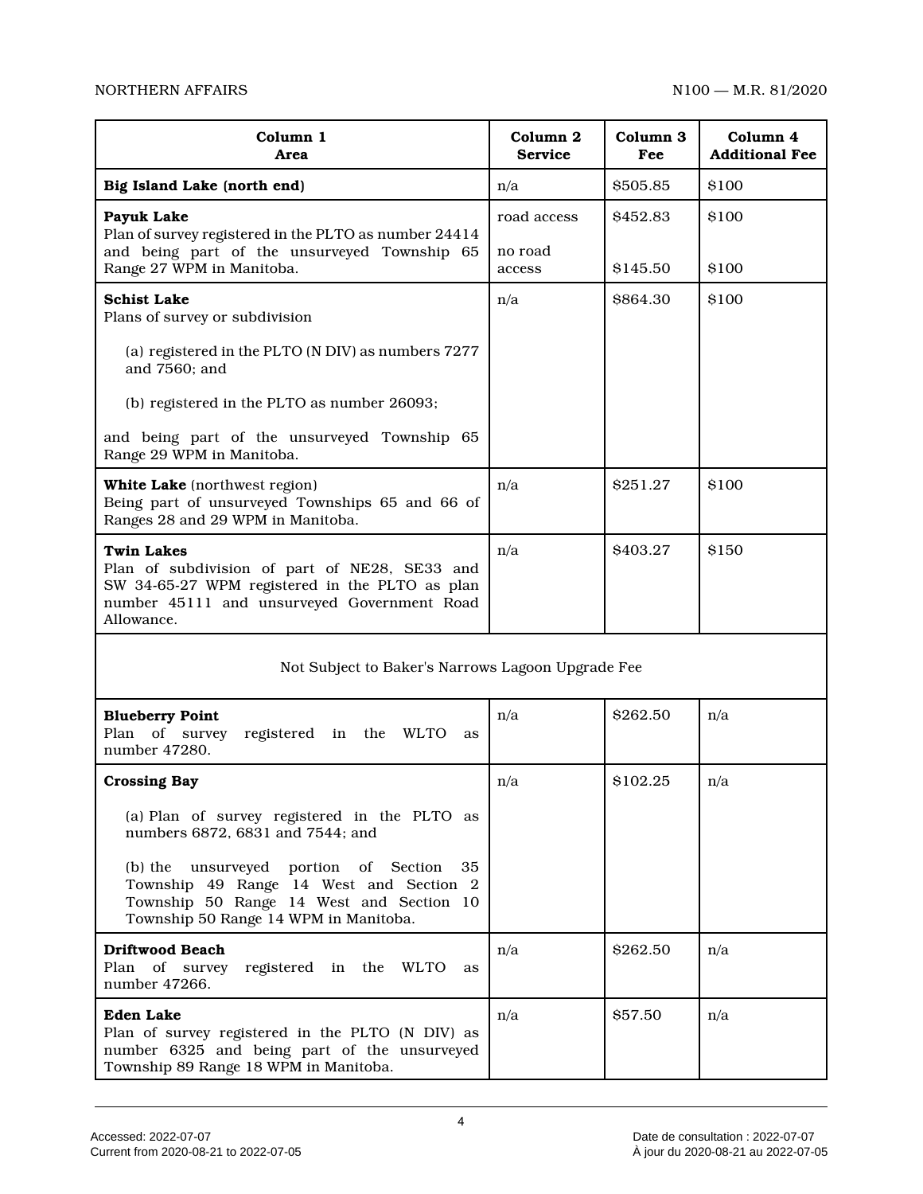| Column 1<br>Area | Column 2<br>Service | Column 3<br>Fee | Column 4<br>Additional Fee |
|---|---|---|---|
| **Big Island Lake (north end)** | n/a | $505.85 | $100 |
| **Payuk Lake**<br>Plan of survey registered in the PLTO as number 24414 and being part of the unsurveyed Township 65 Range 27 WPM in Manitoba. | road access<br><br>no road access | $452.83<br><br>$145.50 | $100<br><br>$100 |
| **Schist Lake**<br>Plans of survey or subdivision<br><br>(a) registered in the PLTO (N DIV) as numbers 7277 and 7560; and<br><br>(b) registered in the PLTO as number 26093;<br><br>and being part of the unsurveyed Township 65 Range 29 WPM in Manitoba. | n/a | $864.30 | $100 |
| **White Lake** (northwest region)<br>Being part of unsurveyed Townships 65 and 66 of Ranges 28 and 29 WPM in Manitoba. | n/a | $251.27 | $100 |
| **Twin Lakes**<br>Plan of subdivision of part of NE28, SE33 and SW 34-65-27 WPM registered in the PLTO as plan number 45111 and unsurveyed Government Road Allowance. | n/a | $403.27 | $150 |
| Not Subject to Baker's Narrows Lagoon Upgrade Fee | | | |
| **Blueberry Point**<br>Plan of survey registered in the WLTO as number 47280. | n/a | $262.50 | n/a |
| **Crossing Bay**<br><br>(a) Plan of survey registered in the PLTO as numbers 6872, 6831 and 7544; and<br><br>(b) the unsurveyed portion of Section 35 Township 49 Range 14 West and Section 2 Township 50 Range 14 West and Section 10 Township 50 Range 14 WPM in Manitoba. | n/a | $102.25 | n/a |
| **Driftwood Beach**<br>Plan of survey registered in the WLTO as number 47266. | n/a | $262.50 | n/a |
| **Eden Lake**<br>Plan of survey registered in the PLTO (N DIV) as number 6325 and being part of the unsurveyed Township 89 Range 18 WPM in Manitoba. | n/a | $57.50 | n/a |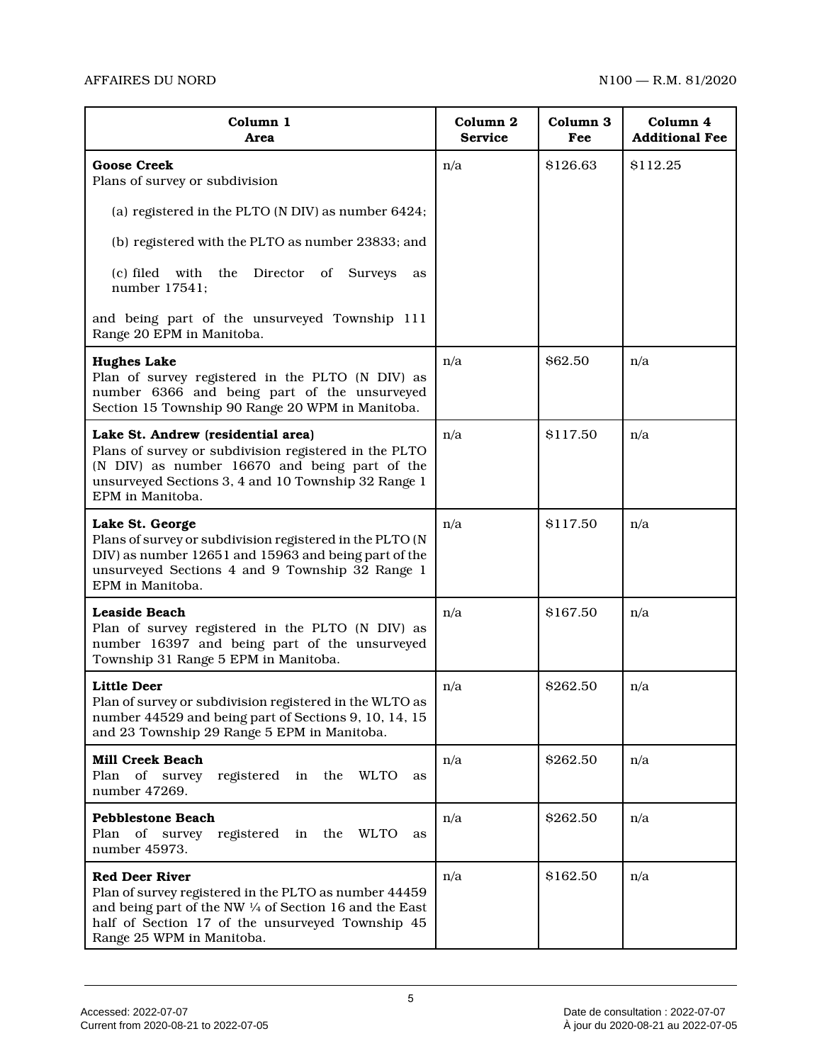| Column 1<br>Area | Column 2<br>Service | Column 3<br>Fee | Column 4<br>Additional Fee |
|---|---|---|---|
| **Goose Creek**<br>Plans of survey or subdivision<br>(a) registered in the PLTO (N DIV) as number 6424;<br>(b) registered with the PLTO as number 23833; and<br>(c) filed with the Director of Surveys as number 17541;<br>and being part of the unsurveyed Township 111 Range 20 EPM in Manitoba. | n/a | $126.63 | $112.25 |
| **Hughes Lake**<br>Plan of survey registered in the PLTO (N DIV) as number 6366 and being part of the unsurveyed Section 15 Township 90 Range 20 WPM in Manitoba. | n/a | $62.50 | n/a |
| **Lake St. Andrew (residential area)**<br>Plans of survey or subdivision registered in the PLTO (N DIV) as number 16670 and being part of the unsurveyed Sections 3, 4 and 10 Township 32 Range 1 EPM in Manitoba. | n/a | $117.50 | n/a |
| **Lake St. George**<br>Plans of survey or subdivision registered in the PLTO (N DIV) as number 12651 and 15963 and being part of the unsurveyed Sections 4 and 9 Township 32 Range 1 EPM in Manitoba. | n/a | $117.50 | n/a |
| **Leaside Beach**<br>Plan of survey registered in the PLTO (N DIV) as number 16397 and being part of the unsurveyed Township 31 Range 5 EPM in Manitoba. | n/a | $167.50 | n/a |
| **Little Deer**<br>Plan of survey or subdivision registered in the WLTO as number 44529 and being part of Sections 9, 10, 14, 15 and 23 Township 29 Range 5 EPM in Manitoba. | n/a | $262.50 | n/a |
| **Mill Creek Beach**<br>Plan of survey registered in the WLTO as number 47269. | n/a | $262.50 | n/a |
| **Pebblestone Beach**<br>Plan of survey registered in the WLTO as number 45973. | n/a | $262.50 | n/a |
| **Red Deer River**<br>Plan of survey registered in the PLTO as number 44459 and being part of the NW ¼ of Section 16 and the East half of Section 17 of the unsurveyed Township 45 Range 25 WPM in Manitoba. | n/a | $162.50 | n/a |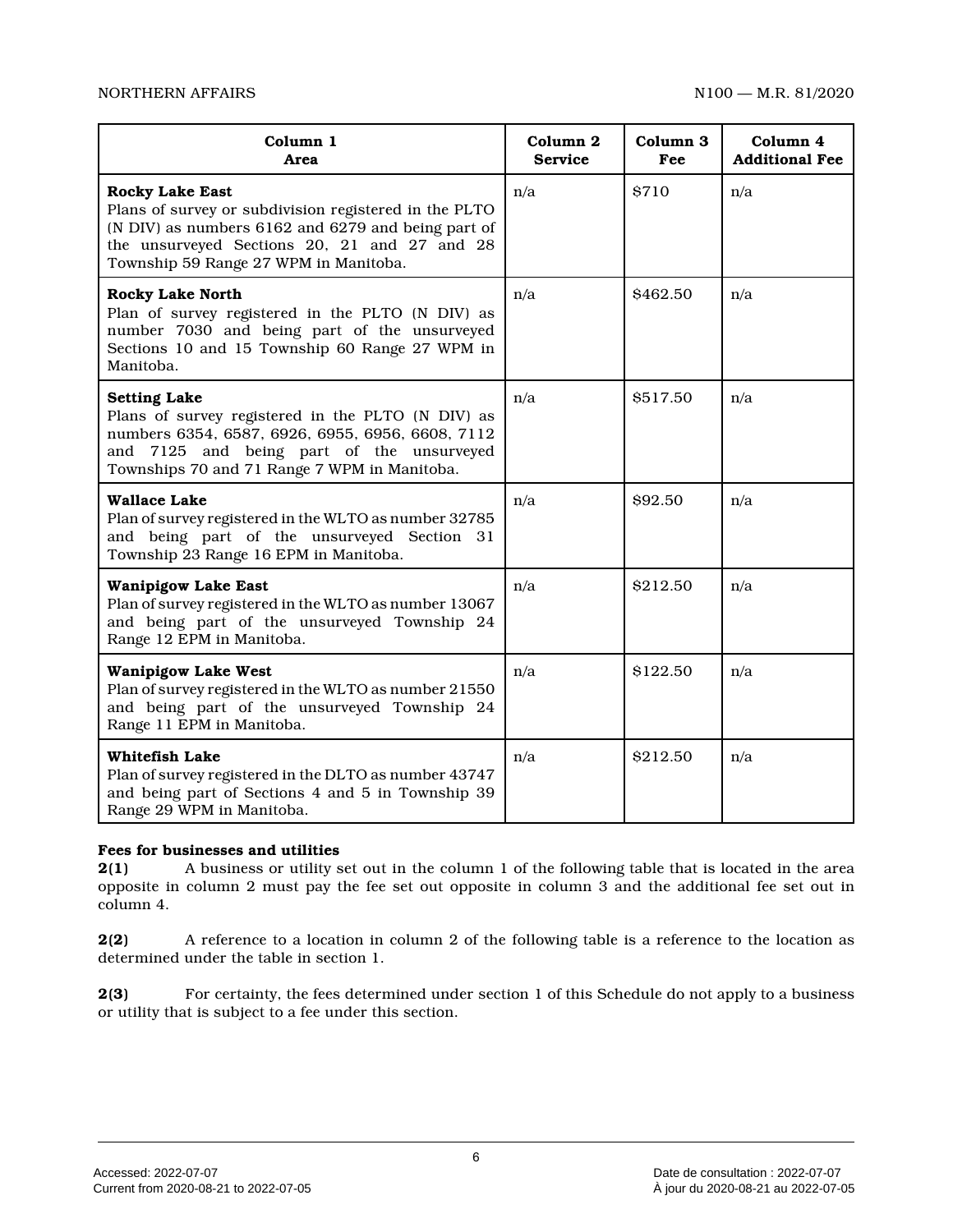| Column 1<br>Area | Column 2<br>Service | Column 3<br>Fee | Column 4<br>Additional Fee |
|---|---|---|---|
| **Rocky Lake East**<br>Plans of survey or subdivision registered in the PLTO (N DIV) as numbers 6162 and 6279 and being part of the unsurveyed Sections 20, 21 and 27 and 28 Township 59 Range 27 WPM in Manitoba. | n/a | $710 | n/a |
| **Rocky Lake North**<br>Plan of survey registered in the PLTO (N DIV) as number 7030 and being part of the unsurveyed Sections 10 and 15 Township 60 Range 27 WPM in Manitoba. | n/a | $462.50 | n/a |
| **Setting Lake**<br>Plans of survey registered in the PLTO (N DIV) as numbers 6354, 6587, 6926, 6955, 6956, 6608, 7112 and 7125 and being part of the unsurveyed Townships 70 and 71 Range 7 WPM in Manitoba. | n/a | $517.50 | n/a |
| **Wallace Lake**<br>Plan of survey registered in the WLTO as number 32785 and being part of the unsurveyed Section 31 Township 23 Range 16 EPM in Manitoba. | n/a | $92.50 | n/a |
| **Wanipigow Lake East**<br>Plan of survey registered in the WLTO as number 13067 and being part of the unsurveyed Township 24 Range 12 EPM in Manitoba. | n/a | $212.50 | n/a |
| **Wanipigow Lake West**<br>Plan of survey registered in the WLTO as number 21550 and being part of the unsurveyed Township 24 Range 11 EPM in Manitoba. | n/a | $122.50 | n/a |
| **Whitefish Lake**<br>Plan of survey registered in the DLTO as number 43747 and being part of Sections 4 and 5 in Township 39 Range 29 WPM in Manitoba. | n/a | $212.50 | n/a |

**Fees for businesses and utilities**

**2(1)** A business or utility set out in the column 1 of the following table that is located in the area opposite in column 2 must pay the fee set out opposite in column 3 and the additional fee set out in column 4.

**2(2)** A reference to a location in column 2 of the following table is a reference to the location as determined under the table in section 1.

**2(3)** For certainty, the fees determined under section 1 of this Schedule do not apply to a business or utility that is subject to a fee under this section.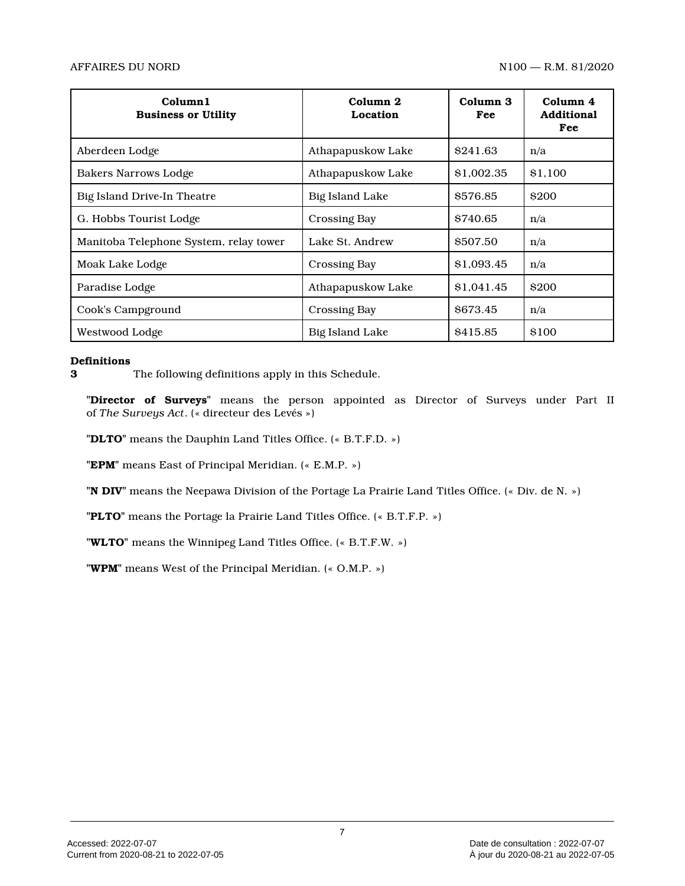| Column1 Business or Utility | Column 2 Location | Column 3 Fee | Column 4 Additional Fee |
|---|---|---|---|
| Aberdeen Lodge | Athapapuskow Lake | \$241.63 | n/a |
| Bakers Narrows Lodge | Athapapuskow Lake | \$1,002.35 | \$1,100 |
| Big Island Drive-In Theatre | Big Island Lake | \$576.85 | \$200 |
| G. Hobbs Tourist Lodge | Crossing Bay | \$740.65 | n/a |
| Manitoba Telephone System, relay tower | Lake St. Andrew | \$507.50 | n/a |
| Moak Lake Lodge | Crossing Bay | \$1,093.45 | n/a |
| Paradise Lodge | Athapapuskow Lake | \$1,041.45 | \$200 |
| Cook's Campground | Crossing Bay | \$673.45 | n/a |
| Westwood Lodge | Big Island Lake | \$415.85 | \$100 |

**Definitions**

**3** The following definitions apply in this Schedule.

"**Director of Surveys**" means the person appointed as Director of Surveys under Part II of *The Surveys Act*. (« directeur des Levés »)

"**DLTO**" means the Dauphin Land Titles Office. (« B.T.F.D. »)

"**EPM**" means East of Principal Meridian. (« E.M.P. »)

"**N DIV**" means the Neepawa Division of the Portage La Prairie Land Titles Office. (« Div. de N. »)

"**PLTO**" means the Portage la Prairie Land Titles Office. (« B.T.F.P. »)

"**WLTO**" means the Winnipeg Land Titles Office. (« B.T.F.W. »)

"**WPM**" means West of the Principal Meridian. (« O.M.P. »)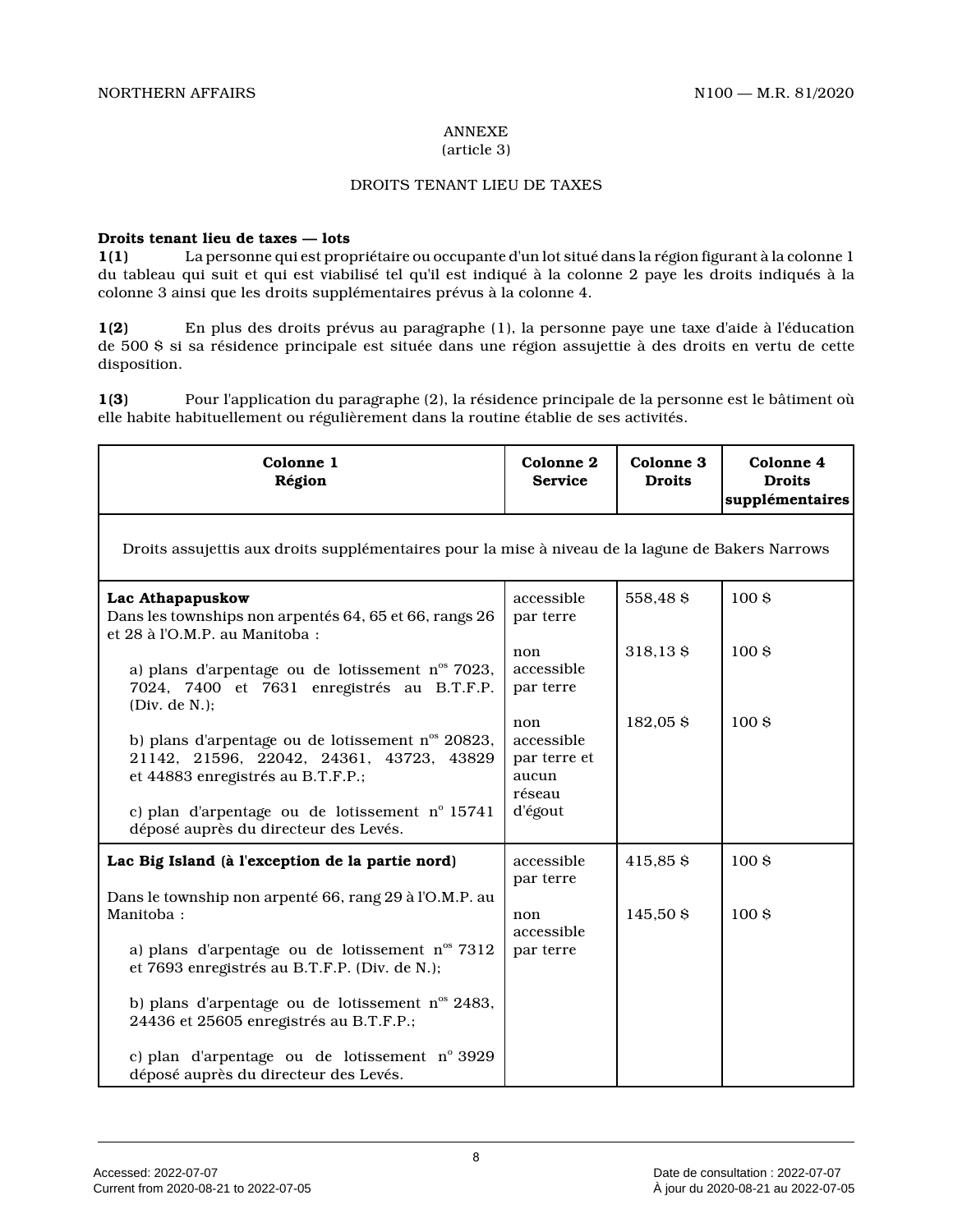ANNEXE
(article 3)

DROITS TENANT LIEU DE TAXES

**Droits tenant lieu de taxes — lots**

**1(1)** La personne qui est propriétaire ou occupante d'un lot situé dans la région figurant à la colonne 1 du tableau qui suit et qui est viabilisé tel qu'il est indiqué à la colonne 2 paye les droits indiqués à la colonne 3 ainsi que les droits supplémentaires prévus à la colonne 4.

**1(2)** En plus des droits prévus au paragraphe (1), la personne paye une taxe d'aide à l'éducation de 500 $ si sa résidence principale est située dans une région assujettie à des droits en vertu de cette disposition.

**1(3)** Pour l'application du paragraphe (2), la résidence principale de la personne est le bâtiment où elle habite habituellement ou régulièrement dans la routine établie de ses activités.

| **Colonne 1 Région** | **Colonne 2 Service** | **Colonne 3 Droits** | **Colonne 4 Droits supplémentaires** |
|---|---|---|---|
| Droits assujettis aux droits supplémentaires pour la mise à niveau de la lagune de Bakers Narrows | | | |
| **Lac Athapapuskow**<br>Dans les townships non arpentés 64, 65 et 66, rangs 26 et 28 à l'O.M.P. au Manitoba :<br>a) plans d'arpentage ou de lotissement n<sup>os</sup> 7023, 7024, 7400 et 7631 enregistrés au B.T.F.P. (Div. de N.);<br>b) plans d'arpentage ou de lotissement n<sup>os</sup> 20823, 21142, 21596, 22042, 24361, 43723, 43829 et 44883 enregistrés au B.T.F.P.;<br>c) plan d'arpentage ou de lotissement n<sup>o</sup> 15741 déposé auprès du directeur des Levés. | accessible par terre<br><br>non accessible par terre<br><br>non accessible par terre et aucun réseau d'égout | 558,48 $<br><br>318,13 $<br><br>182,05 $ | 100 $<br><br>100 $<br><br>100 $ |
| **Lac Big Island (à l'exception de la partie nord)**<br>Dans le township non arpenté 66, rang 29 à l'O.M.P. au Manitoba :<br>a) plans d'arpentage ou de lotissement n<sup>os</sup> 7312 et 7693 enregistrés au B.T.F.P. (Div. de N.);<br>b) plans d'arpentage ou de lotissement n<sup>os</sup> 2483, 24436 et 25605 enregistrés au B.T.F.P.;<br>c) plan d'arpentage ou de lotissement n<sup>o</sup> 3929 déposé auprès du directeur des Levés. | accessible par terre<br><br>non accessible par terre | 415,85 $<br><br>145,50 $ | 100 $<br><br>100 $ |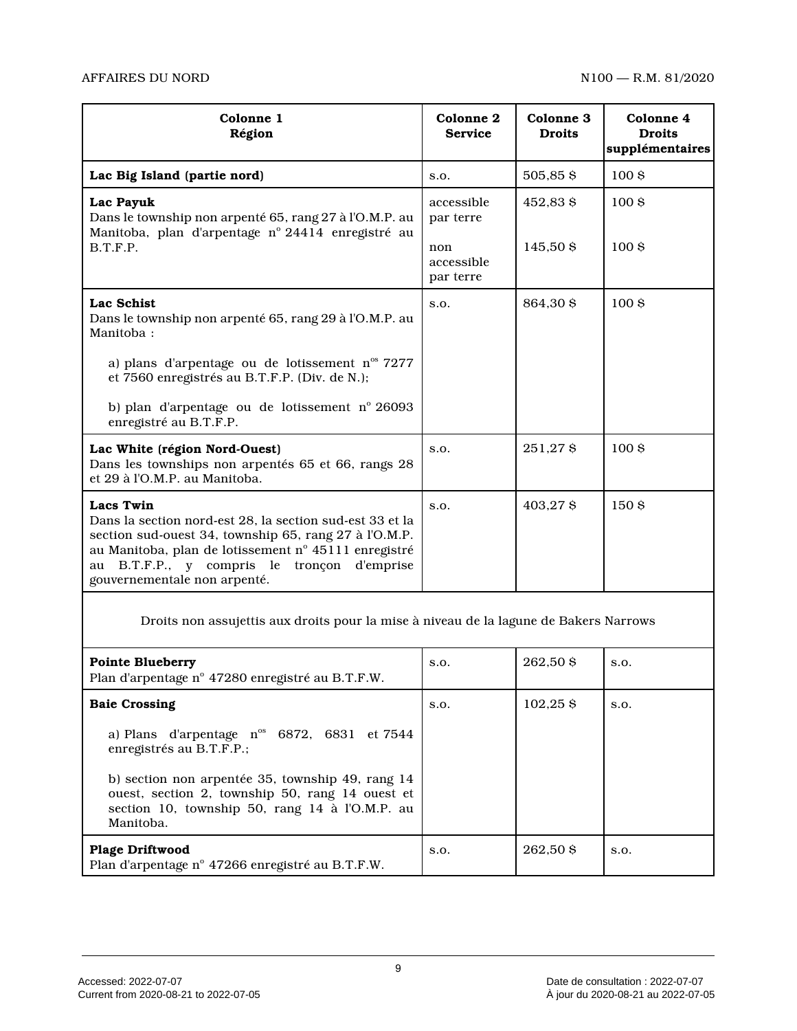| **Colonne 1 Région** | **Colonne 2 Service** | **Colonne 3 Droits** | **Colonne 4 Droits supplémentaires** |
|---|---|---|---|
| **Lac Big Island (partie nord)** | s.o. | 505,85 $ | 100 $ |
| **Lac Payuk** Dans le township non arpenté 65, rang 27 à l'O.M.P. au Manitoba, plan d'arpentage n° 24414 enregistré au B.T.F.P. | accessible par terre<br><br>non accessible par terre | 452,83 $<br><br>145,50 $ | 100 $<br><br>100 $ |
| **Lac Schist** Dans le township non arpenté 65, rang 29 à l'O.M.P. au Manitoba :<br><br>a) plans d'arpentage ou de lotissement n^os 7277 et 7560 enregistrés au B.T.F.P. (Div. de N.);<br><br>b) plan d'arpentage ou de lotissement n° 26093 enregistré au B.T.F.P. | s.o. | 864,30 $ | 100 $ |
| **Lac White (région Nord-Ouest)** Dans les townships non arpentés 65 et 66, rangs 28 et 29 à l'O.M.P. au Manitoba. | s.o. | 251,27 $ | 100 $ |
| **Lacs Twin** Dans la section nord-est 28, la section sud-est 33 et la section sud-ouest 34, township 65, rang 27 à l'O.M.P. au Manitoba, plan de lotissement n° 45111 enregistré au B.T.F.P., y compris le tronçon d'emprise gouvernementale non arpenté. | s.o. | 403,27 $ | 150 $ |
| Droits non assujettis aux droits pour la mise à niveau de la lagune de Bakers Narrows | | | |
| **Pointe Blueberry** Plan d'arpentage n° 47280 enregistré au B.T.F.W. | s.o. | 262,50 $ | s.o. |
| **Baie Crossing**<br><br>a) Plans d'arpentage n^os 6872, 6831 et 7544 enregistrés au B.T.F.P.;<br><br>b) section non arpentée 35, township 49, rang 14 ouest, section 2, township 50, rang 14 ouest et section 10, township 50, rang 14 à l'O.M.P. au Manitoba. | s.o. | 102,25 $ | s.o. |
| **Plage Driftwood** Plan d'arpentage n° 47266 enregistré au B.T.F.W. | s.o. | 262,50 $ | s.o. |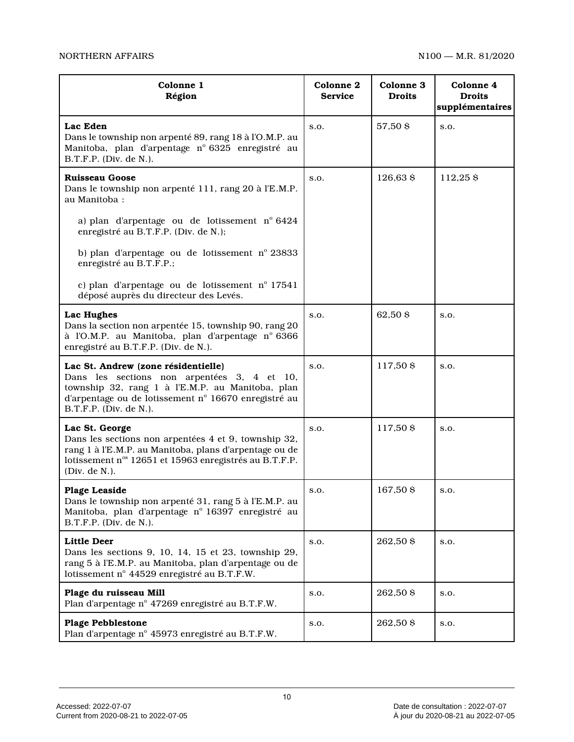| Colonne 1 Région | Colonne 2 Service | Colonne 3 Droits | Colonne 4 Droits supplémentaires |
|---|---|---|---|
| **Lac Eden** Dans le township non arpenté 89, rang 18 à l'O.M.P. au Manitoba, plan d'arpentage nº 6325 enregistré au B.T.F.P. (Div. de N.). | s.o. | 57,50 $ | s.o. |
| **Ruisseau Goose** Dans le township non arpenté 111, rang 20 à l'E.M.P. au Manitoba : a) plan d'arpentage ou de lotissement nº 6424 enregistré au B.T.F.P. (Div. de N.); b) plan d'arpentage ou de lotissement nº 23833 enregistré au B.T.F.P.; c) plan d'arpentage ou de lotissement nº 17541 déposé auprès du directeur des Levés. | s.o. | 126,63 $ | 112,25 $ |
| **Lac Hughes** Dans la section non arpentée 15, township 90, rang 20 à l'O.M.P. au Manitoba, plan d'arpentage nº 6366 enregistré au B.T.F.P. (Div. de N.). | s.o. | 62,50 $ | s.o. |
| **Lac St. Andrew (zone résidentielle)** Dans les sections non arpentées 3, 4 et 10, township 32, rang 1 à l'E.M.P. au Manitoba, plan d'arpentage ou de lotissement nº 16670 enregistré au B.T.F.P. (Div. de N.). | s.o. | 117,50 $ | s.o. |
| **Lac St. George** Dans les sections non arpentées 4 et 9, township 32, rang 1 à l'E.M.P. au Manitoba, plans d'arpentage ou de lotissement nºs 12651 et 15963 enregistrés au B.T.F.P. (Div. de N.). | s.o. | 117,50 $ | s.o. |
| **Plage Leaside** Dans le township non arpenté 31, rang 5 à l'E.M.P. au Manitoba, plan d'arpentage nº 16397 enregistré au B.T.F.P. (Div. de N.). | s.o. | 167,50 $ | s.o. |
| **Little Deer** Dans les sections 9, 10, 14, 15 et 23, township 29, rang 5 à l'E.M.P. au Manitoba, plan d'arpentage ou de lotissement nº 44529 enregistré au B.T.F.W. | s.o. | 262,50 $ | s.o. |
| **Plage du ruisseau Mill** Plan d'arpentage nº 47269 enregistré au B.T.F.W. | s.o. | 262,50 $ | s.o. |
| **Plage Pebblestone** Plan d'arpentage nº 45973 enregistré au B.T.F.W. | s.o. | 262,50 $ | s.o. |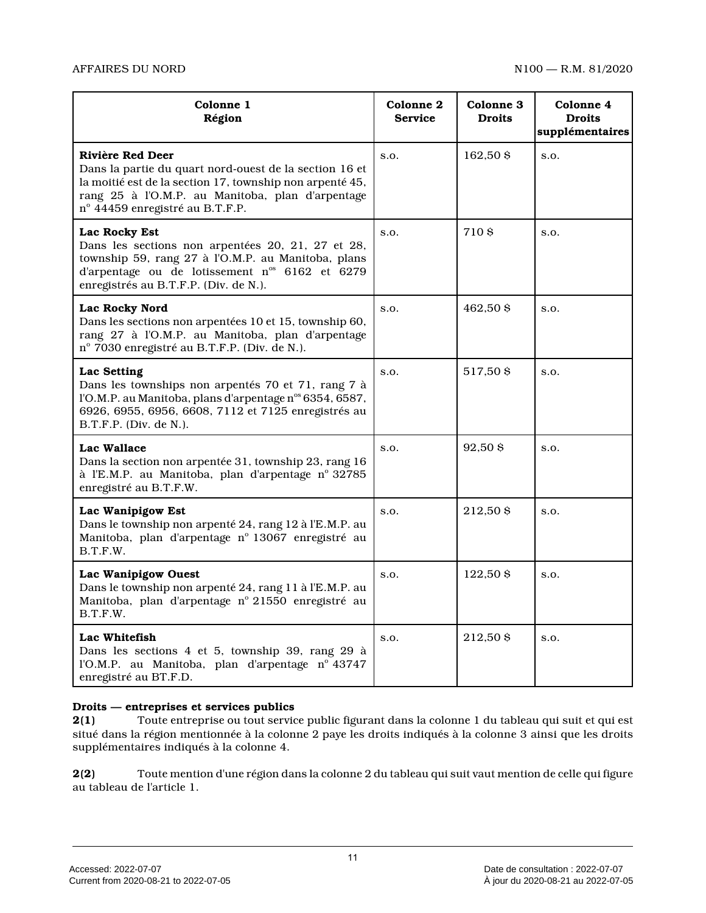| Colonne 1<br>Région | Colonne 2<br>Service | Colonne 3<br>Droits | Colonne 4<br>Droits supplémentaires |
| --- | --- | --- | --- |
| **Rivière Red Deer**<br>Dans la partie du quart nord-ouest de la section 16 et la moitié est de la section 17, township non arpenté 45, rang 25 à l'O.M.P. au Manitoba, plan d'arpentage n° 44459 enregistré au B.T.F.P. | s.o. | 162,50 $ | s.o. |
| **Lac Rocky Est**<br>Dans les sections non arpentées 20, 21, 27 et 28, township 59, rang 27 à l'O.M.P. au Manitoba, plans d'arpentage ou de lotissement n^os 6162 et 6279 enregistrés au B.T.F.P. (Div. de N.). | s.o. | 710 $ | s.o. |
| **Lac Rocky Nord**<br>Dans les sections non arpentées 10 et 15, township 60, rang 27 à l'O.M.P. au Manitoba, plan d'arpentage n° 7030 enregistré au B.T.F.P. (Div. de N.). | s.o. | 462,50 $ | s.o. |
| **Lac Setting**<br>Dans les townships non arpentés 70 et 71, rang 7 à l'O.M.P. au Manitoba, plans d'arpentage n^os 6354, 6587, 6926, 6955, 6956, 6608, 7112 et 7125 enregistrés au B.T.F.P. (Div. de N.). | s.o. | 517,50 $ | s.o. |
| **Lac Wallace**<br>Dans la section non arpentée 31, township 23, rang 16 à l'E.M.P. au Manitoba, plan d'arpentage n° 32785 enregistré au B.T.F.W. | s.o. | 92,50 $ | s.o. |
| **Lac Wanipigow Est**<br>Dans le township non arpenté 24, rang 12 à l'E.M.P. au Manitoba, plan d'arpentage n° 13067 enregistré au B.T.F.W. | s.o. | 212,50 $ | s.o. |
| **Lac Wanipigow Ouest**<br>Dans le township non arpenté 24, rang 11 à l'E.M.P. au Manitoba, plan d'arpentage n° 21550 enregistré au B.T.F.W. | s.o. | 122,50 $ | s.o. |
| **Lac Whitefish**<br>Dans les sections 4 et 5, township 39, rang 29 à l'O.M.P. au Manitoba, plan d'arpentage n° 43747 enregistré au BT.F.D. | s.o. | 212,50 $ | s.o. |

**Droits — entreprises et services publics**

**2(1)** Toute entreprise ou tout service public figurant dans la colonne 1 du tableau qui suit et qui est situé dans la région mentionnée à la colonne 2 paye les droits indiqués à la colonne 3 ainsi que les droits supplémentaires indiqués à la colonne 4.

**2(2)** Toute mention d'une région dans la colonne 2 du tableau qui suit vaut mention de celle qui figure au tableau de l'article 1.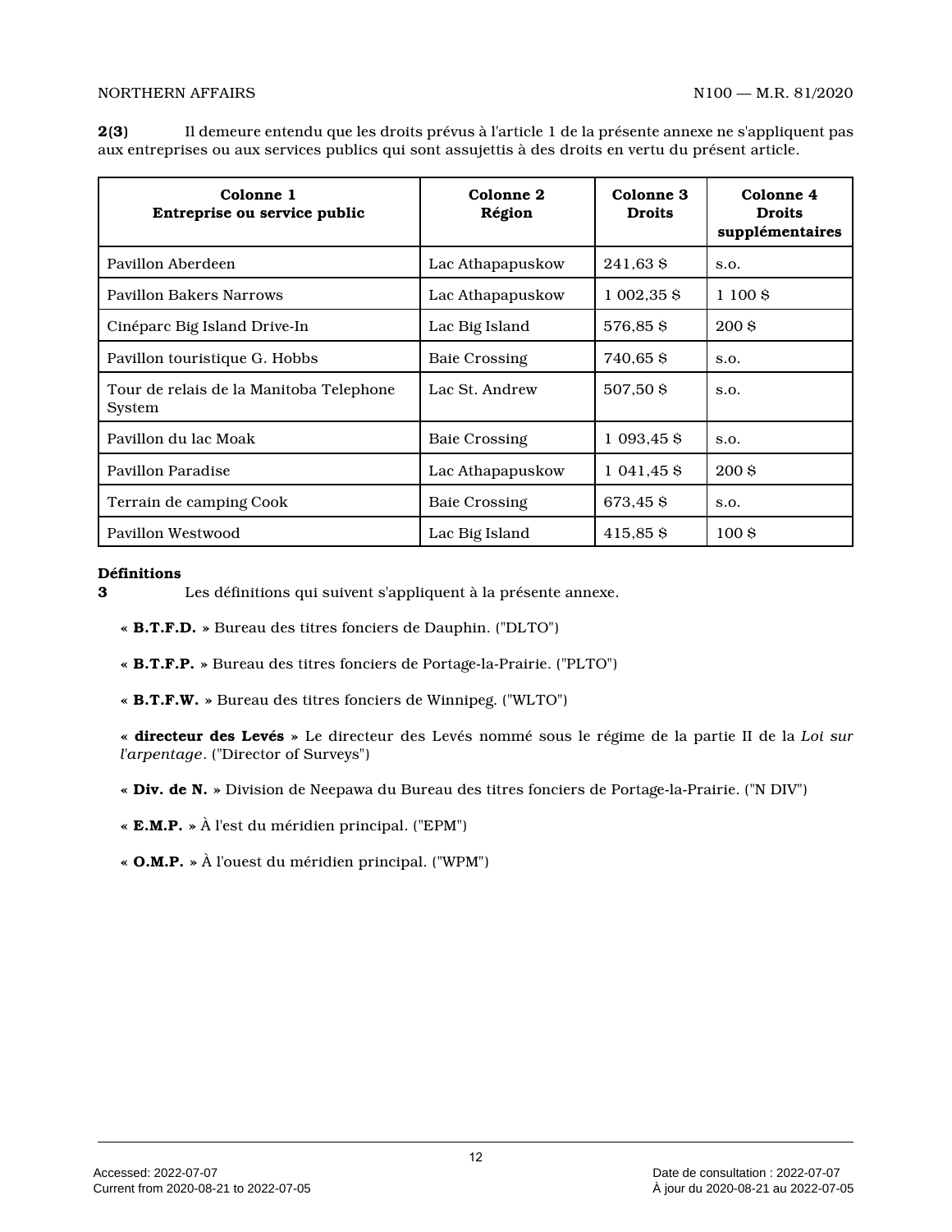**2(3)** Il demeure entendu que les droits prévus à l'article 1 de la présente annexe ne s'appliquent pas aux entreprises ou aux services publics qui sont assujettis à des droits en vertu du présent article.

| Colonne 1 Entreprise ou service public | Colonne 2 Région | Colonne 3 Droits | Colonne 4 Droits supplémentaires |
|---|---|---|---|
| Pavillon Aberdeen | Lac Athapapuskow | 241,63 $ | s.o. |
| Pavillon Bakers Narrows | Lac Athapapuskow | 1 002,35 $ | 1 100 $ |
| Cinéparc Big Island Drive-In | Lac Big Island | 576,85 $ | 200 $ |
| Pavillon touristique G. Hobbs | Baie Crossing | 740,65 $ | s.o. |
| Tour de relais de la Manitoba Telephone System | Lac St. Andrew | 507,50 $ | s.o. |
| Pavillon du lac Moak | Baie Crossing | 1 093,45 $ | s.o. |
| Pavillon Paradise | Lac Athapapuskow | 1 041,45 $ | 200 $ |
| Terrain de camping Cook | Baie Crossing | 673,45 $ | s.o. |
| Pavillon Westwood | Lac Big Island | 415,85 $ | 100 $ |

**Définitions**

**3** Les définitions qui suivent s'appliquent à la présente annexe.

« **B.T.F.D.** » Bureau des titres fonciers de Dauphin. ("DLTO")

« **B.T.F.P.** » Bureau des titres fonciers de Portage-la-Prairie. ("PLTO")

« **B.T.F.W.** » Bureau des titres fonciers de Winnipeg. ("WLTO")

« **directeur des Levés** » Le directeur des Levés nommé sous le régime de la partie II de la *Loi sur l'arpentage*. ("Director of Surveys")

« **Div. de N.** » Division de Neepawa du Bureau des titres fonciers de Portage-la-Prairie. ("N DIV")

« **E.M.P.** » À l'est du méridien principal. ("EPM")

« **O.M.P.** » À l'ouest du méridien principal. ("WPM")